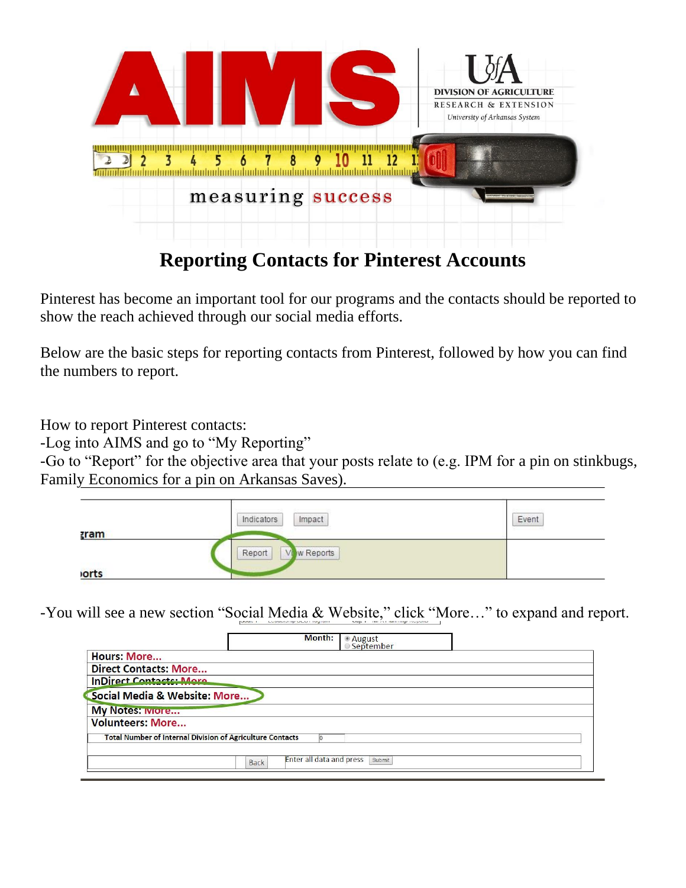# Reporting Contacts for Pinterest Accounts

Pinterest has become an important tool for our programs and the contacts should be reported to show the reach achieved through our social media efforts.

Below are the basic steps for reporting contacts from Pinterest, followed by how you can find the numbers to report.

How to report Pinterest contacts:

-Log into AIMS and go to "My Reporting"

-Go to "Report" for the objective area that your posts relate to (e.g. IPM for a pin on stinkbugs, Family Economics for a pin on Arkansas Saves).

-You will see a new section "Social Media & Website," click "More…" to expand and report.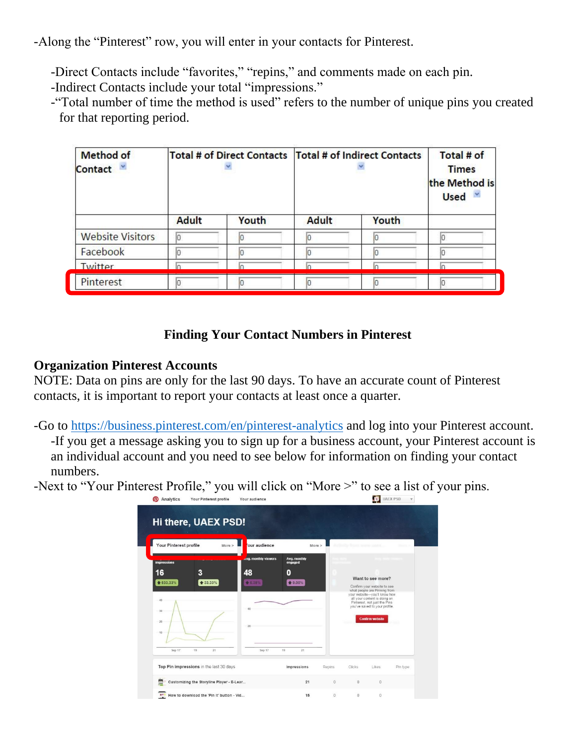-Along the "Pinterest" row, you will enter in your contacts for Pinterest.

- -Direct Contacts include "favorites," "repins," and comments made on each pin.
- -Indirect Contacts include your total "impressions."
- -"Total number of time the method is used" refers to the number of unique pins you created for that reporting period.

| Method of Contact | Total # of Direct Contacts | | Total # of Indirect Contacts | | Total # of Times the Method is Used |
|---|---|---|---|---|---|
| | Adult | Youth | Adult | Youth | |
| Website Visitors | 0 | 0 | 0 | 0 | 0 |
| Facebook | 0 | 0 | 0 | 0 | 0 |
| Twitter | 0 | 0 | 0 | 0 | 0 |
| Pinterest | 0 | 0 | 0 | 0 | 0 |

## Finding Your Contact Numbers in Pinterest

### Organization Pinterest Accounts

NOTE: Data on pins are only for the last 90 days. To have an accurate count of Pinterest contacts, it is important to report your contacts at least once a quarter.

-Go to https://business.pinterest.com/en/pinterest-analytics and log into your Pinterest account.

- -If you get a message asking you to sign up for a business account, your Pinterest account is an individual account and you need to see below for information on finding your contact numbers.

-Next to "Your Pinterest Profile," you will click on "More >" to see a list of your pins.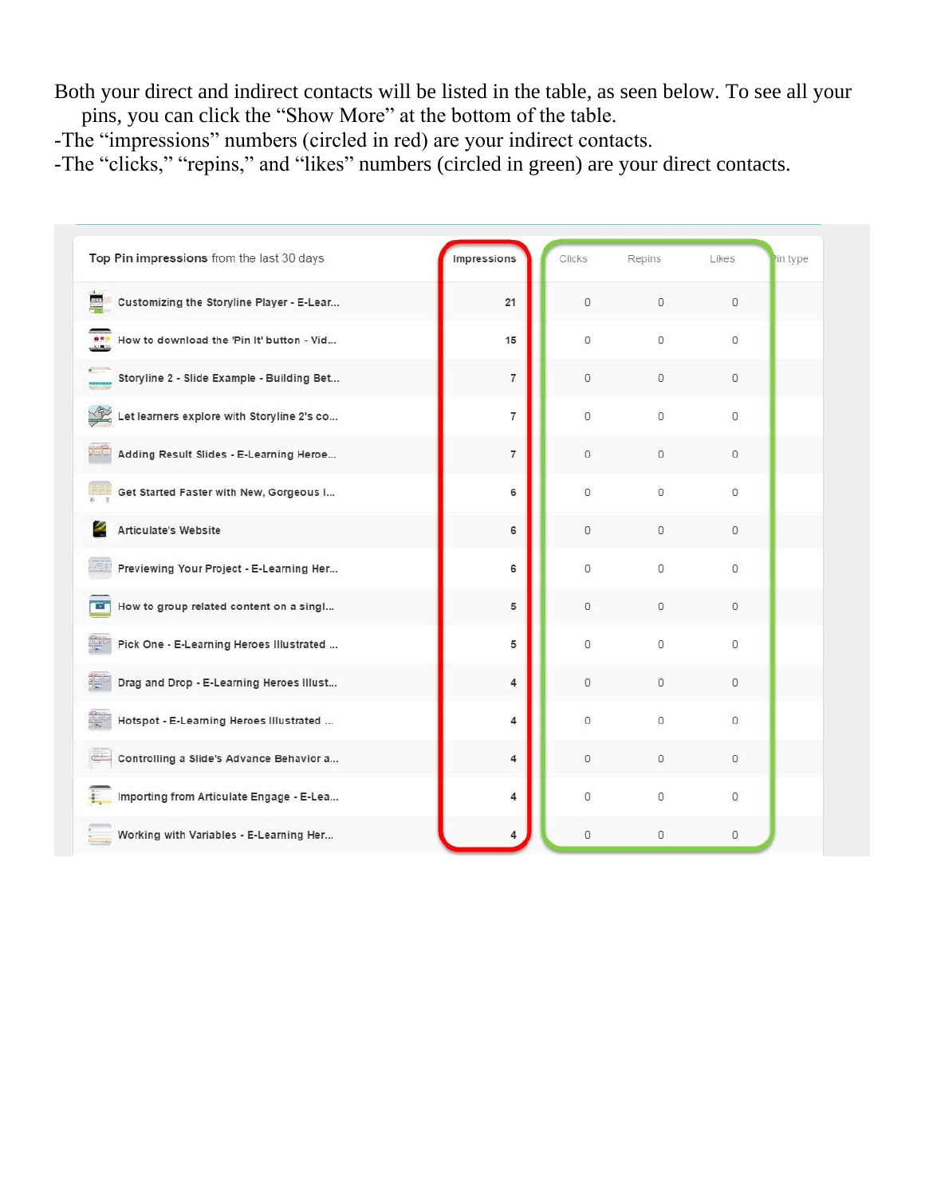Both your direct and indirect contacts will be listed in the table, as seen below. To see all your pins, you can click the "Show More" at the bottom of the table.

-The "impressions" numbers (circled in red) are your indirect contacts.

-The "clicks," "repins," and "likes" numbers (circled in green) are your direct contacts.

| Top Pin impressions from the last 30 days | Impressions | Clicks | Repins | Likes | Pin type |
|---|---|---|---|---|---|
| Customizing the Storyline Player - E-Lear... | 21 | 0 | 0 | 0 | |
| How to download the 'Pin It' button - Vid... | 15 | 0 | 0 | 0 | |
| Storyline 2 - Slide Example - Building Bet... | 7 | 0 | 0 | 0 | |
| Let learners explore with Storyline 2's co... | 7 | 0 | 0 | 0 | |
| Adding Result Slides - E-Learning Heroe... | 7 | 0 | 0 | 0 | |
| Get Started Faster with New, Gorgeous I... | 6 | 0 | 0 | 0 | |
| Articulate's Website | 6 | 0 | 0 | 0 | |
| Previewing Your Project - E-Learning Her... | 6 | 0 | 0 | 0 | |
| How to group related content on a singl... | 5 | 0 | 0 | 0 | |
| Pick One - E-Learning Heroes Illustrated ... | 5 | 0 | 0 | 0 | |
| Drag and Drop - E-Learning Heroes Illust... | 4 | 0 | 0 | 0 | |
| Hotspot - E-Learning Heroes Illustrated ... | 4 | 0 | 0 | 0 | |
| Controlling a Slide's Advance Behavior a... | 4 | 0 | 0 | 0 | |
| Importing from Articulate Engage - E-Lea... | 4 | 0 | 0 | 0 | |
| Working with Variables - E-Learning Her... | 4 | 0 | 0 | 0 | |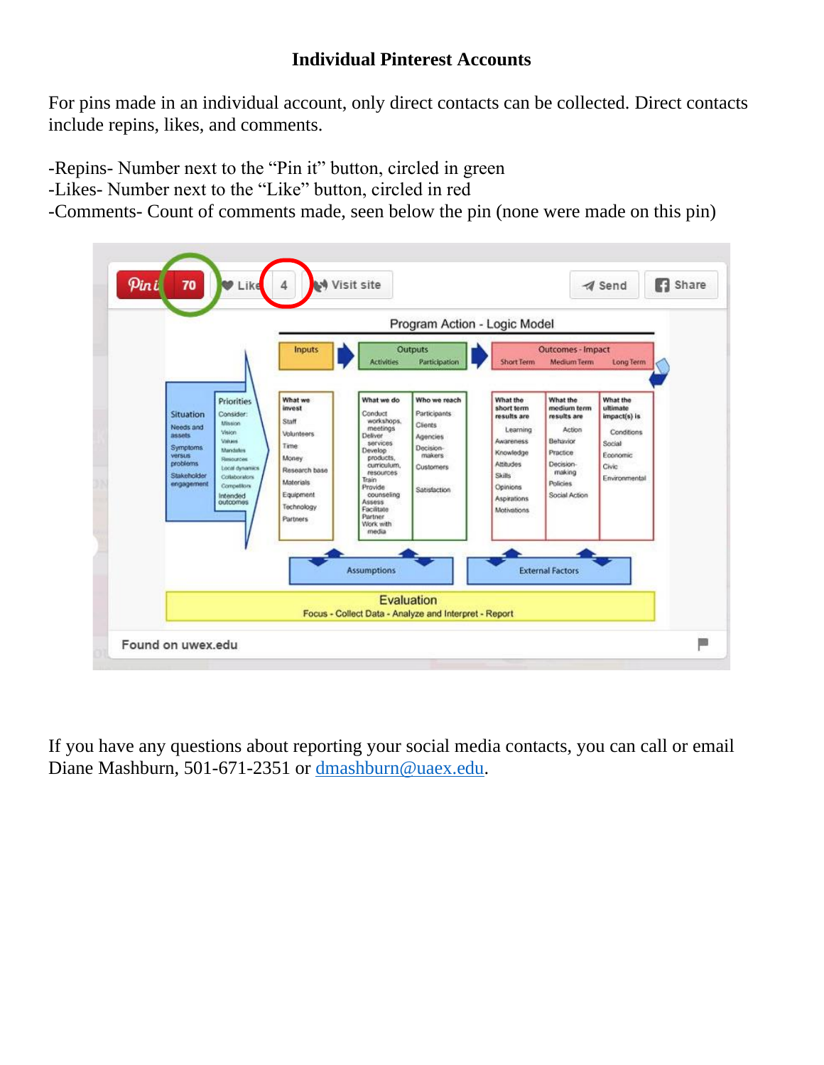# Individual Pinterest Accounts

For pins made in an individual account, only direct contacts can be collected. Direct contacts include repins, likes, and comments.

-Repins- Number next to the "Pin it" button, circled in green
-Likes- Number next to the "Like" button, circled in red
-Comments- Count of comments made, seen below the pin (none were made on this pin)

If you have any questions about reporting your social media contacts, you can call or email Diane Mashburn, 501-671-2351 or dmashburn@uaex.edu.